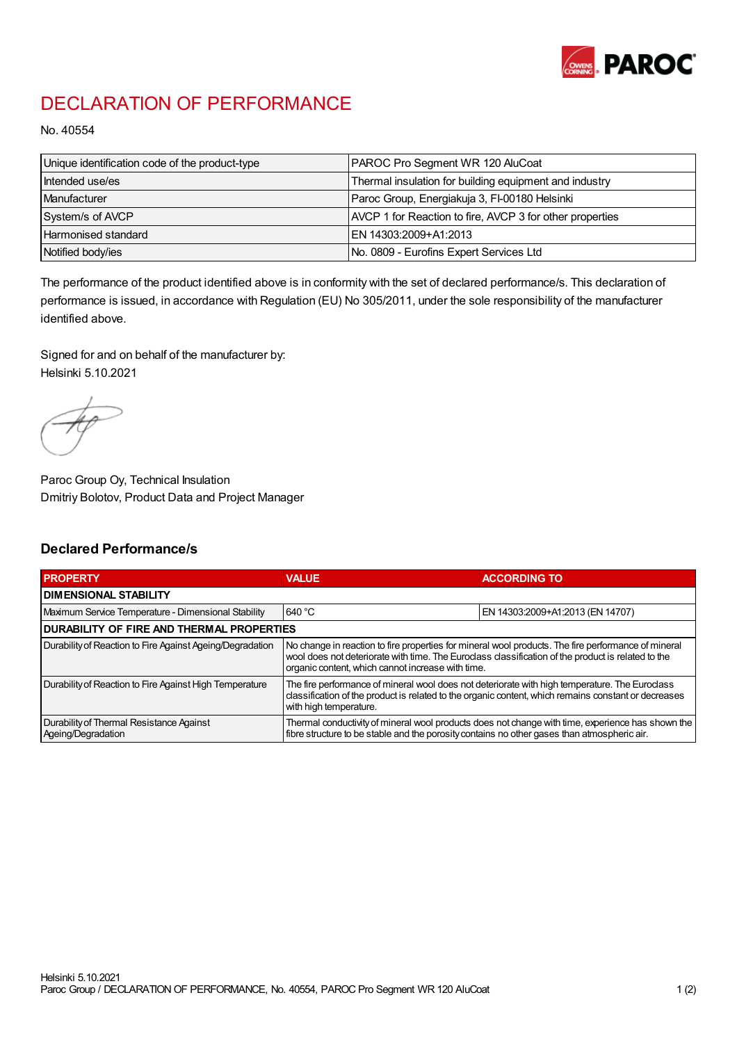# DECLARATION OF PERFORMANCE

No. 40554

| Unique identification code of the product-type | PAROC Pro Segment WR 120 AluCoat |
|---|---|
| Intended use/es | Thermal insulation for building equipment and industry |
| Manufacturer | Paroc Group, Energiakuja 3, FI-00180 Helsinki |
| System/s of AVCP | AVCP 1 for Reaction to fire, AVCP 3 for other properties |
| Harmonised standard | EN 14303:2009+A1:2013 |
| Notified body/ies | No. 0809 - Eurofins Expert Services Ltd |

The performance of the product identified above is in conformity with the set of declared performance/s. This declaration of performance is issued, in accordance with Regulation (EU) No 305/2011, under the sole responsibility of the manufacturer identified above.

Signed for and on behalf of the manufacturer by:
Helsinki 5.10.2021

Paroc Group Oy, Technical Insulation
Dmitriy Bolotov, Product Data and Project Manager

## Declared Performance/s

| PROPERTY | VALUE | ACCORDING TO |
|---|---|---|
| **DIMENSIONAL STABILITY** | | |
| Maximum Service Temperature - Dimensional Stability | 640 °C | EN 14303:2009+A1:2013 (EN 14707) |
| **DURABILITY OF FIRE AND THERMAL PROPERTIES** | | |
| Durability of Reaction to Fire Against Ageing/Degradation | No change in reaction to fire properties for mineral wool products. The fire performance of mineral wool does not deteriorate with time. The Euroclass classification of the product is related to the organic content, which cannot increase with time. | |
| Durability of Reaction to Fire Against High Temperature | The fire performance of mineral wool does not deteriorate with high temperature. The Euroclass classification of the product is related to the organic content, which remains constant or decreases with high temperature. | |
| Durability of Thermal Resistance Against Ageing/Degradation | Thermal conductivity of mineral wool products does not change with time, experience has shown the fibre structure to be stable and the porosity contains no other gases than atmospheric air. | |

Helsinki 5.10.2021
Paroc Group / DECLARATION OF PERFORMANCE, No. 40554, PAROC Pro Segment WR 120 AluCoat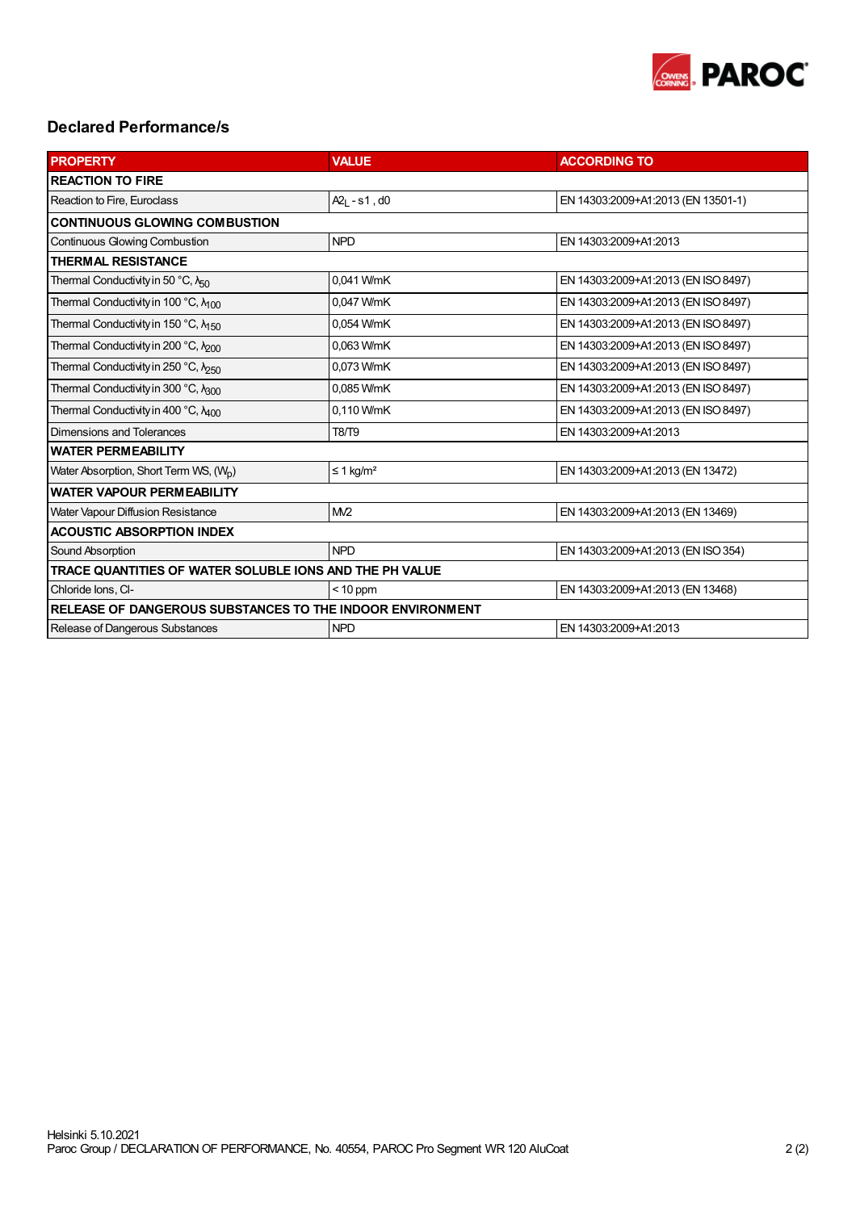## Declared Performance/s

| PROPERTY | VALUE | ACCORDING TO |
|---|---|---|
| **REACTION TO FIRE** | | |
| Reaction to Fire, Euroclass | $A2_L$ - s1 , d0 | EN 14303:2009+A1:2013 (EN 13501-1) |
| **CONTINUOUS GLOWING COMBUSTION** | | |
| Continuous Glowing Combustion | NPD | EN 14303:2009+A1:2013 |
| **THERMAL RESISTANCE** | | |
| Thermal Conductivity in 50 °C, $\lambda_{50}$ | 0,041 W/mK | EN 14303:2009+A1:2013 (EN ISO 8497) |
| Thermal Conductivity in 100 °C, $\lambda_{100}$ | 0,047 W/mK | EN 14303:2009+A1:2013 (EN ISO 8497) |
| Thermal Conductivity in 150 °C, $\lambda_{150}$ | 0,054 W/mK | EN 14303:2009+A1:2013 (EN ISO 8497) |
| Thermal Conductivity in 200 °C, $\lambda_{200}$ | 0,063 W/mK | EN 14303:2009+A1:2013 (EN ISO 8497) |
| Thermal Conductivity in 250 °C, $\lambda_{250}$ | 0,073 W/mK | EN 14303:2009+A1:2013 (EN ISO 8497) |
| Thermal Conductivity in 300 °C, $\lambda_{300}$ | 0,085 W/mK | EN 14303:2009+A1:2013 (EN ISO 8497) |
| Thermal Conductivity in 400 °C, $\lambda_{400}$ | 0,110 W/mK | EN 14303:2009+A1:2013 (EN ISO 8497) |
| Dimensions and Tolerances | T8/T9 | EN 14303:2009+A1:2013 |
| **WATER PERMEABILITY** | | |
| Water Absorption, Short Term WS, ($W_p$) | ≤ 1 kg/m² | EN 14303:2009+A1:2013 (EN 13472) |
| **WATER VAPOUR PERMEABILITY** | | |
| Water Vapour Diffusion Resistance | MV2 | EN 14303:2009+A1:2013 (EN 13469) |
| **ACOUSTIC ABSORPTION INDEX** | | |
| Sound Absorption | NPD | EN 14303:2009+A1:2013 (EN ISO 354) |
| **TRACE QUANTITIES OF WATER SOLUBLE IONS AND THE PH VALUE** | | |
| Chloride Ions, Cl- | < 10 ppm | EN 14303:2009+A1:2013 (EN 13468) |
| **RELEASE OF DANGEROUS SUBSTANCES TO THE INDOOR ENVIRONMENT** | | |
| Release of Dangerous Substances | NPD | EN 14303:2009+A1:2013 |

Helsinki 5.10.2021
Paroc Group / DECLARATION OF PERFORMANCE, No. 40554, PAROC Pro Segment WR 120 AluCoat